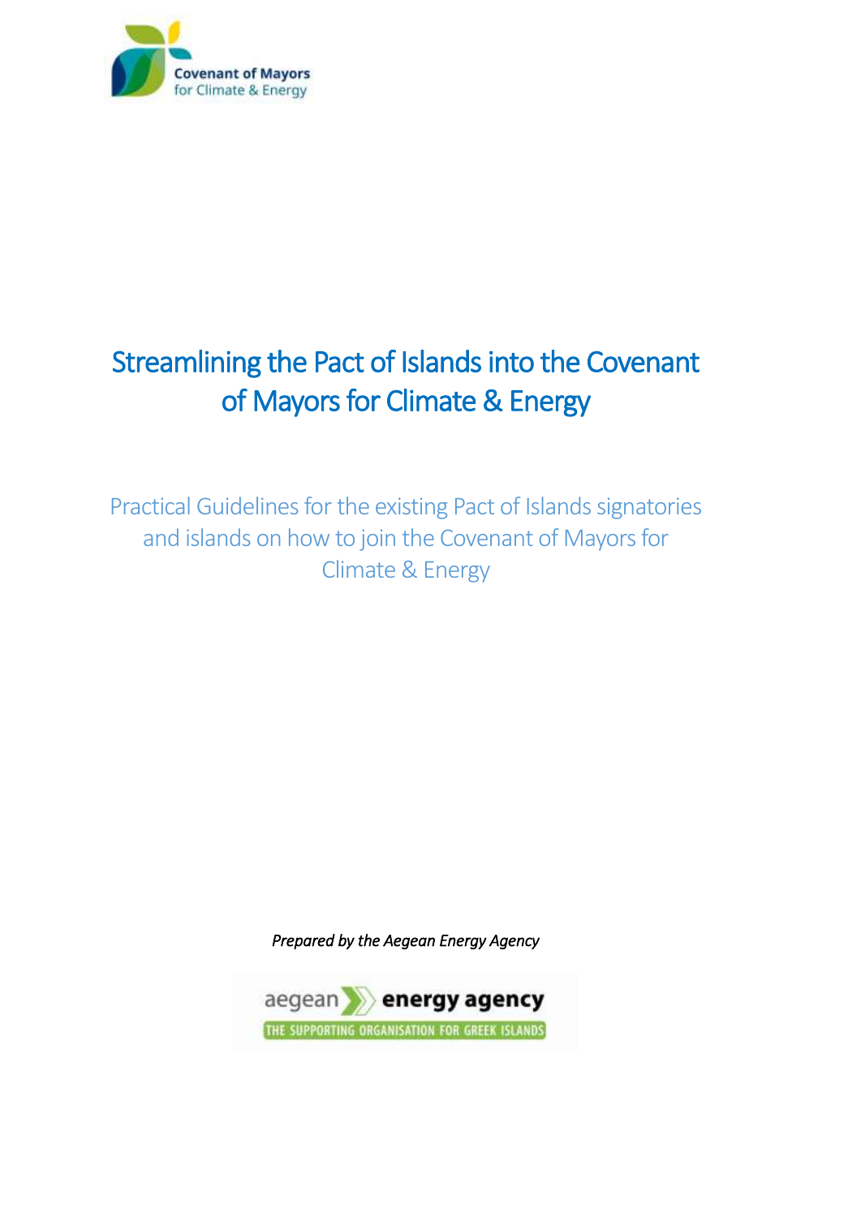Covenant of Mayors for Climate & Energy

# Streamlining the Pact of Islands into the Covenant of Mayors for Climate & Energy

## Practical Guidelines for the existing Pact of Islands signatories and islands on how to join the Covenant of Mayors for Climate & Energy

*Prepared by the Aegean Energy Agency*

aegean energy agency
THE SUPPORTING ORGANISATION FOR GREEK ISLANDS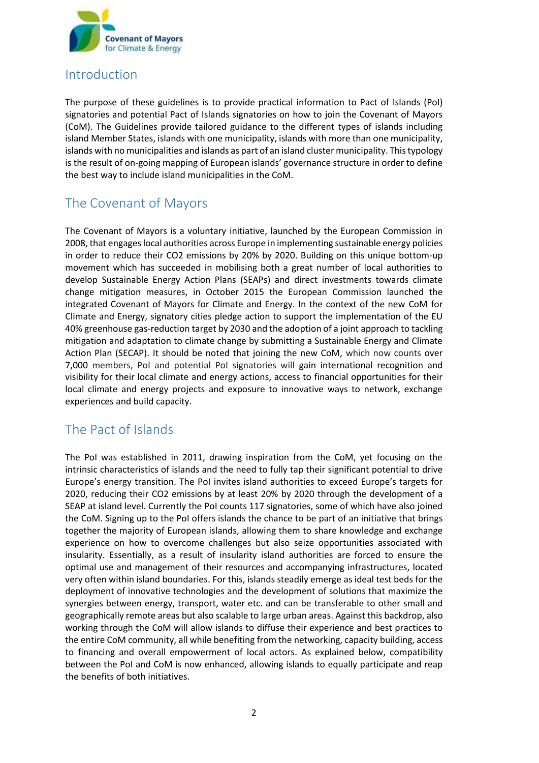## Introduction

The purpose of these guidelines is to provide practical information to Pact of Islands (PoI) signatories and potential Pact of Islands signatories on how to join the Covenant of Mayors (CoM). The Guidelines provide tailored guidance to the different types of islands including island Member States, islands with one municipality, islands with more than one municipality, islands with no municipalities and islands as part of an island cluster municipality. This typology is the result of on-going mapping of European islands' governance structure in order to define the best way to include island municipalities in the CoM.

## The Covenant of Mayors

The Covenant of Mayors is a voluntary initiative, launched by the European Commission in 2008, that engages local authorities across Europe in implementing sustainable energy policies in order to reduce their $CO_2$ emissions by 20% by 2020. Building on this unique bottom-up movement which has succeeded in mobilising both a great number of local authorities to develop Sustainable Energy Action Plans (SEAPs) and direct investments towards climate change mitigation measures, in October 2015 the European Commission launched the integrated Covenant of Mayors for Climate and Energy. In the context of the new CoM for Climate and Energy, signatory cities pledge action to support the implementation of the EU 40% greenhouse gas-reduction target by 2030 and the adoption of a joint approach to tackling mitigation and adaptation to climate change by submitting a Sustainable Energy and Climate Action Plan (SECAP). It should be noted that joining the new CoM, which now counts over 7,000 members, PoI and potential PoI signatories will gain international recognition and visibility for their local climate and energy actions, access to financial opportunities for their local climate and energy projects and exposure to innovative ways to network, exchange experiences and build capacity.

## The Pact of Islands

The PoI was established in 2011, drawing inspiration from the CoM, yet focusing on the intrinsic characteristics of islands and the need to fully tap their significant potential to drive Europe's energy transition. The PoI invites island authorities to exceed Europe's targets for 2020, reducing their $CO_2$ emissions by at least 20% by 2020 through the development of a SEAP at island level. Currently the PoI counts 117 signatories, some of which have also joined the CoM. Signing up to the PoI offers islands the chance to be part of an initiative that brings together the majority of European islands, allowing them to share knowledge and exchange experience on how to overcome challenges but also seize opportunities associated with insularity. Essentially, as a result of insularity island authorities are forced to ensure the optimal use and management of their resources and accompanying infrastructures, located very often within island boundaries. For this, islands steadily emerge as ideal test beds for the deployment of innovative technologies and the development of solutions that maximize the synergies between energy, transport, water etc. and can be transferable to other small and geographically remote areas but also scalable to large urban areas. Against this backdrop, also working through the CoM will allow islands to diffuse their experience and best practices to the entire CoM community, all while benefiting from the networking, capacity building, access to financing and overall empowerment of local actors. As explained below, compatibility between the PoI and CoM is now enhanced, allowing islands to equally participate and reap the benefits of both initiatives.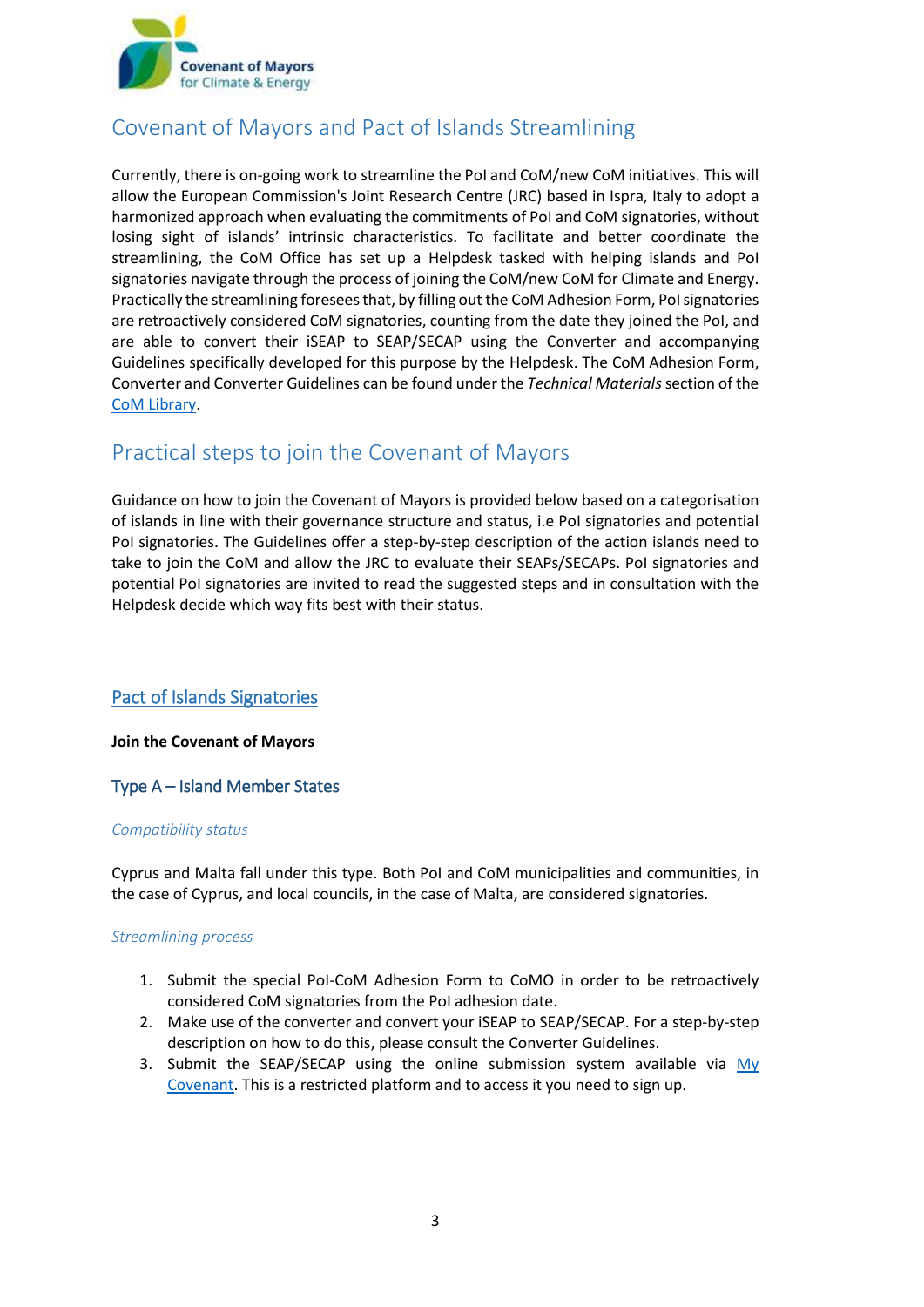## Covenant of Mayors and Pact of Islands Streamlining

Currently, there is on-going work to streamline the PoI and CoM/new CoM initiatives. This will allow the European Commission's Joint Research Centre (JRC) based in Ispra, Italy to adopt a harmonized approach when evaluating the commitments of PoI and CoM signatories, without losing sight of islands' intrinsic characteristics. To facilitate and better coordinate the streamlining, the CoM Office has set up a Helpdesk tasked with helping islands and PoI signatories navigate through the process of joining the CoM/new CoM for Climate and Energy. Practically the streamlining foresees that, by filling out the CoM Adhesion Form, PoI signatories are retroactively considered CoM signatories, counting from the date they joined the PoI, and are able to convert their iSEAP to SEAP/SECAP using the Converter and accompanying Guidelines specifically developed for this purpose by the Helpdesk. The CoM Adhesion Form, Converter and Converter Guidelines can be found under the *Technical Materials* section of the CoM Library.

## Practical steps to join the Covenant of Mayors

Guidance on how to join the Covenant of Mayors is provided below based on a categorisation of islands in line with their governance structure and status, i.e PoI signatories and potential PoI signatories. The Guidelines offer a step-by-step description of the action islands need to take to join the CoM and allow the JRC to evaluate their SEAPs/SECAPs. PoI signatories and potential PoI signatories are invited to read the suggested steps and in consultation with the Helpdesk decide which way fits best with their status.

### Pact of Islands Signatories

**Join the Covenant of Mayors**

#### Type A – Island Member States

*Compatibility status*

Cyprus and Malta fall under this type. Both PoI and CoM municipalities and communities, in the case of Cyprus, and local councils, in the case of Malta, are considered signatories.

*Streamlining process*

1. Submit the special PoI-CoM Adhesion Form to CoMO in order to be retroactively considered CoM signatories from the PoI adhesion date.
2. Make use of the converter and convert your iSEAP to SEAP/SECAP. For a step-by-step description on how to do this, please consult the Converter Guidelines.
3. Submit the SEAP/SECAP using the online submission system available via My Covenant. This is a restricted platform and to access it you need to sign up.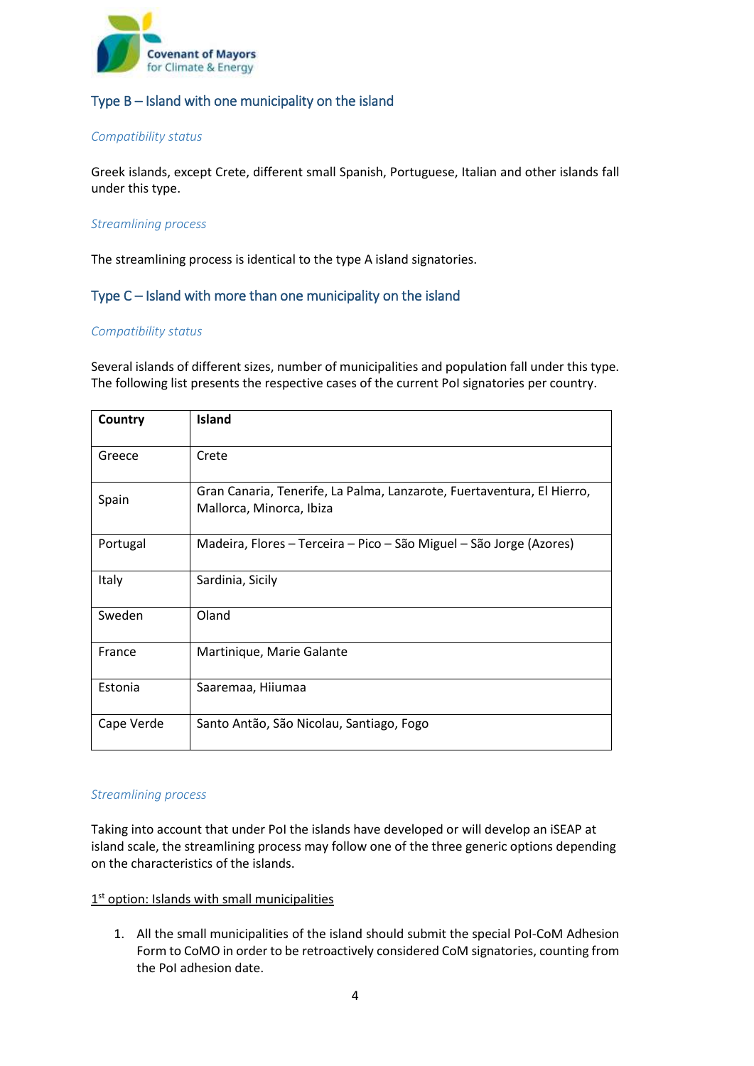## Type B – Island with one municipality on the island

*Compatibility status*

Greek islands, except Crete, different small Spanish, Portuguese, Italian and other islands fall under this type.

*Streamlining process*

The streamlining process is identical to the type A island signatories.

## Type C – Island with more than one municipality on the island

*Compatibility status*

Several islands of different sizes, number of municipalities and population fall under this type. The following list presents the respective cases of the current PoI signatories per country.

| Country | Island |
|---|---|
| Greece | Crete |
| Spain | Gran Canaria, Tenerife, La Palma, Lanzarote, Fuertaventura, El Hierro, Mallorca, Minorca, Ibiza |
| Portugal | Madeira, Flores – Terceira – Pico – São Miguel – São Jorge (Azores) |
| Italy | Sardinia, Sicily |
| Sweden | Oland |
| France | Martinique, Marie Galante |
| Estonia | Saaremaa, Hiiumaa |
| Cape Verde | Santo Antão, São Nicolau, Santiago, Fogo |

*Streamlining process*

Taking into account that under PoI the islands have developed or will develop an iSEAP at island scale, the streamlining process may follow one of the three generic options depending on the characteristics of the islands.

1st option: Islands with small municipalities

1. All the small municipalities of the island should submit the special PoI-CoM Adhesion Form to CoMO in order to be retroactively considered CoM signatories, counting from the PoI adhesion date.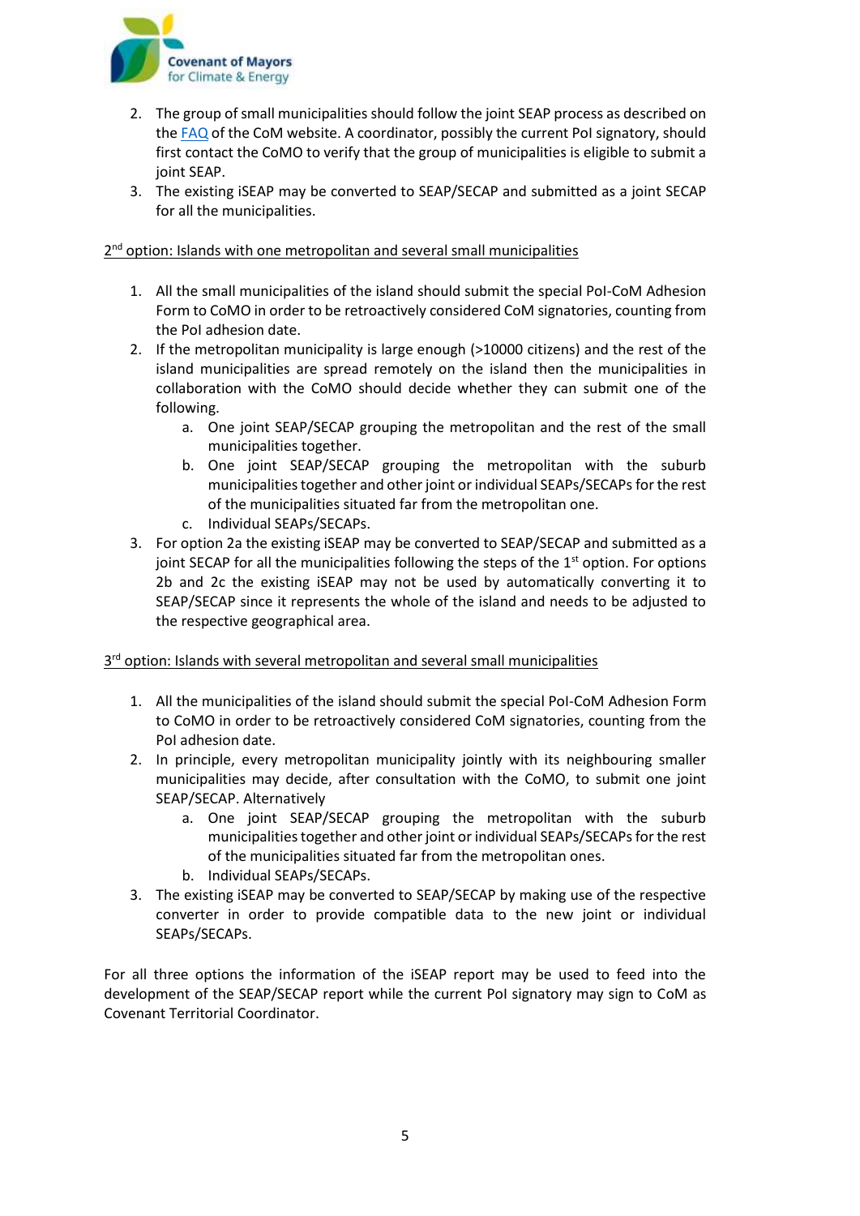2. The group of small municipalities should follow the joint SEAP process as described on the FAQ of the CoM website. A coordinator, possibly the current PoI signatory, should first contact the CoMO to verify that the group of municipalities is eligible to submit a joint SEAP.
3. The existing iSEAP may be converted to SEAP/SECAP and submitted as a joint SECAP for all the municipalities.

2nd option: Islands with one metropolitan and several small municipalities

1. All the small municipalities of the island should submit the special PoI-CoM Adhesion Form to CoMO in order to be retroactively considered CoM signatories, counting from the PoI adhesion date.
2. If the metropolitan municipality is large enough (>10000 citizens) and the rest of the island municipalities are spread remotely on the island then the municipalities in collaboration with the CoMO should decide whether they can submit one of the following.
   a. One joint SEAP/SECAP grouping the metropolitan and the rest of the small municipalities together.
   b. One joint SEAP/SECAP grouping the metropolitan with the suburb municipalities together and other joint or individual SEAPs/SECAPs for the rest of the municipalities situated far from the metropolitan one.
   c. Individual SEAPs/SECAPs.
3. For option 2a the existing iSEAP may be converted to SEAP/SECAP and submitted as a joint SECAP for all the municipalities following the steps of the 1st option. For options 2b and 2c the existing iSEAP may not be used by automatically converting it to SEAP/SECAP since it represents the whole of the island and needs to be adjusted to the respective geographical area.

3rd option: Islands with several metropolitan and several small municipalities

1. All the municipalities of the island should submit the special PoI-CoM Adhesion Form to CoMO in order to be retroactively considered CoM signatories, counting from the PoI adhesion date.
2. In principle, every metropolitan municipality jointly with its neighbouring smaller municipalities may decide, after consultation with the CoMO, to submit one joint SEAP/SECAP. Alternatively
   a. One joint SEAP/SECAP grouping the metropolitan with the suburb municipalities together and other joint or individual SEAPs/SECAPs for the rest of the municipalities situated far from the metropolitan ones.
   b. Individual SEAPs/SECAPs.
3. The existing iSEAP may be converted to SEAP/SECAP by making use of the respective converter in order to provide compatible data to the new joint or individual SEAPs/SECAPs.

For all three options the information of the iSEAP report may be used to feed into the development of the SEAP/SECAP report while the current PoI signatory may sign to CoM as Covenant Territorial Coordinator.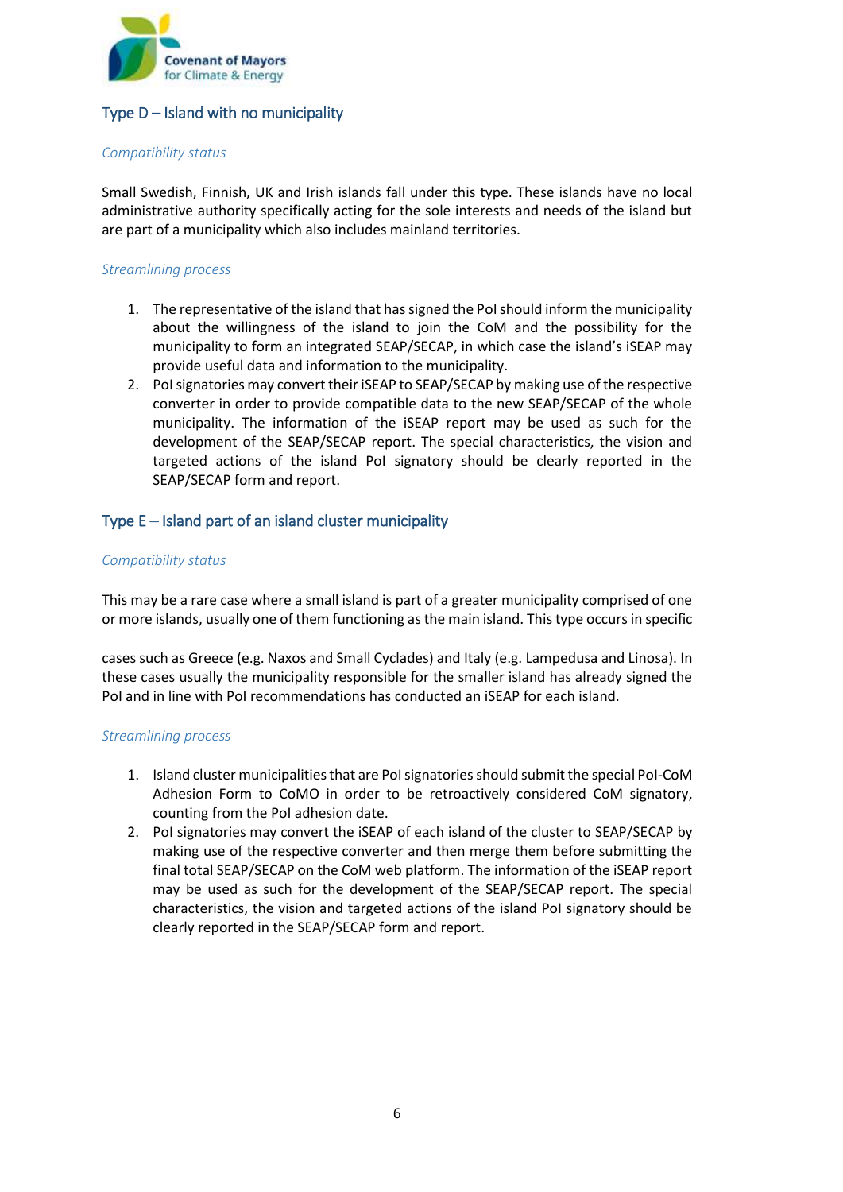## Type D – Island with no municipality

*Compatibility status*

Small Swedish, Finnish, UK and Irish islands fall under this type. These islands have no local administrative authority specifically acting for the sole interests and needs of the island but are part of a municipality which also includes mainland territories.

*Streamlining process*

1. The representative of the island that has signed the PoI should inform the municipality about the willingness of the island to join the CoM and the possibility for the municipality to form an integrated SEAP/SECAP, in which case the island's iSEAP may provide useful data and information to the municipality.
2. PoI signatories may convert their iSEAP to SEAP/SECAP by making use of the respective converter in order to provide compatible data to the new SEAP/SECAP of the whole municipality. The information of the iSEAP report may be used as such for the development of the SEAP/SECAP report. The special characteristics, the vision and targeted actions of the island PoI signatory should be clearly reported in the SEAP/SECAP form and report.

## Type E – Island part of an island cluster municipality

*Compatibility status*

This may be a rare case where a small island is part of a greater municipality comprised of one or more islands, usually one of them functioning as the main island. This type occurs in specific cases such as Greece (e.g. Naxos and Small Cyclades) and Italy (e.g. Lampedusa and Linosa). In these cases usually the municipality responsible for the smaller island has already signed the PoI and in line with PoI recommendations has conducted an iSEAP for each island.

*Streamlining process*

1. Island cluster municipalities that are PoI signatories should submit the special PoI-CoM Adhesion Form to CoMO in order to be retroactively considered CoM signatory, counting from the PoI adhesion date.
2. PoI signatories may convert the iSEAP of each island of the cluster to SEAP/SECAP by making use of the respective converter and then merge them before submitting the final total SEAP/SECAP on the CoM web platform. The information of the iSEAP report may be used as such for the development of the SEAP/SECAP report. The special characteristics, the vision and targeted actions of the island PoI signatory should be clearly reported in the SEAP/SECAP form and report.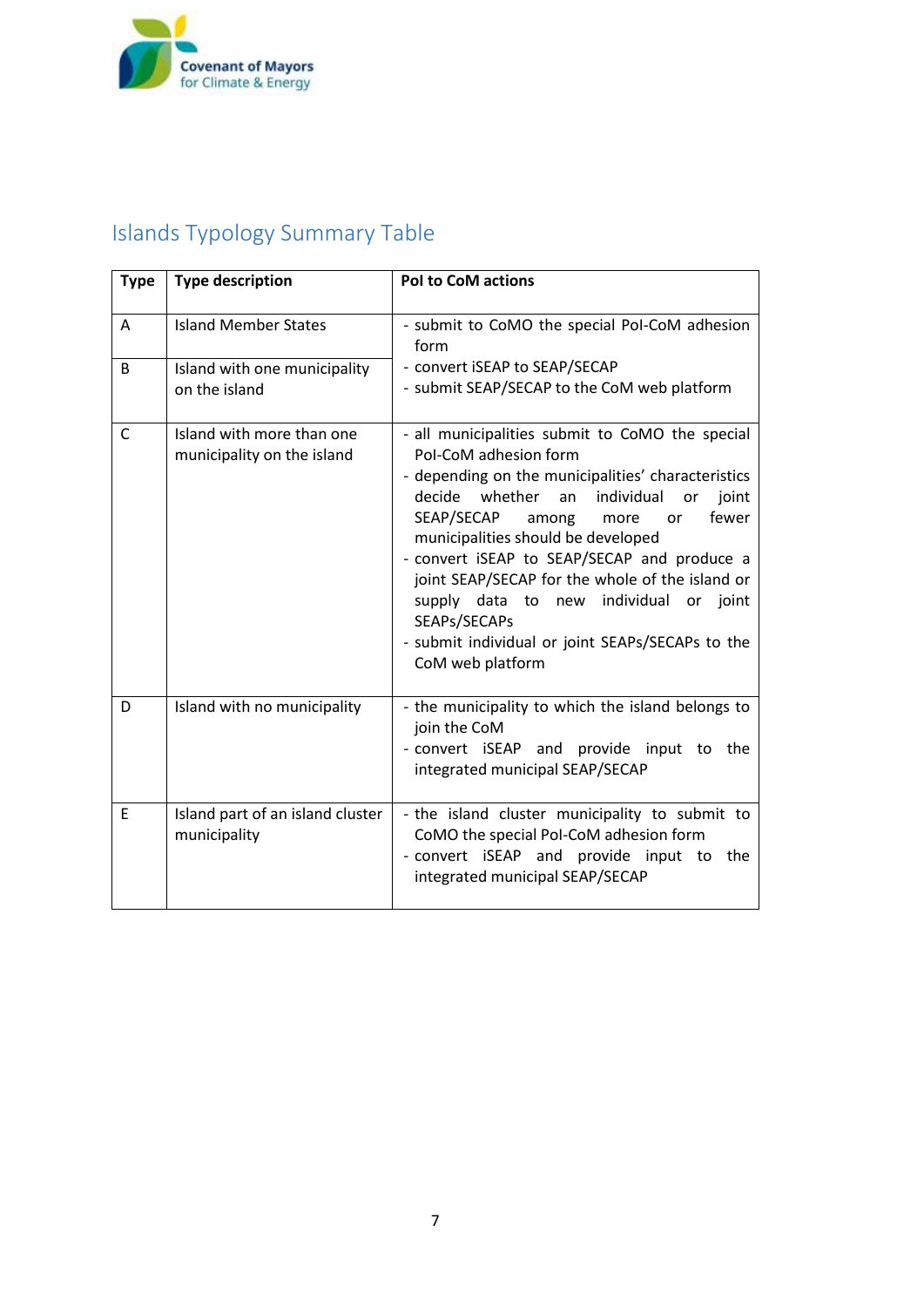## Islands Typology Summary Table

| Type | Type description | PoI to CoM actions |
|---|---|---|
| A | Island Member States | - submit to CoMO the special PoI-CoM adhesion form<br>- convert iSEAP to SEAP/SECAP<br>- submit SEAP/SECAP to the CoM web platform |
| B | Island with one municipality on the island | |
| C | Island with more than one municipality on the island | - all municipalities submit to CoMO the special PoI-CoM adhesion form<br>- depending on the municipalities' characteristics decide whether an individual or joint SEAP/SECAP among more or fewer municipalities should be developed<br>- convert iSEAP to SEAP/SECAP and produce a joint SEAP/SECAP for the whole of the island or supply data to new individual or joint SEAPs/SECAPs<br>- submit individual or joint SEAPs/SECAPs to the CoM web platform |
| D | Island with no municipality | - the municipality to which the island belongs to join the CoM<br>- convert iSEAP and provide input to the integrated municipal SEAP/SECAP |
| E | Island part of an island cluster municipality | - the island cluster municipality to submit to CoMO the special PoI-CoM adhesion form<br>- convert iSEAP and provide input to the integrated municipal SEAP/SECAP |